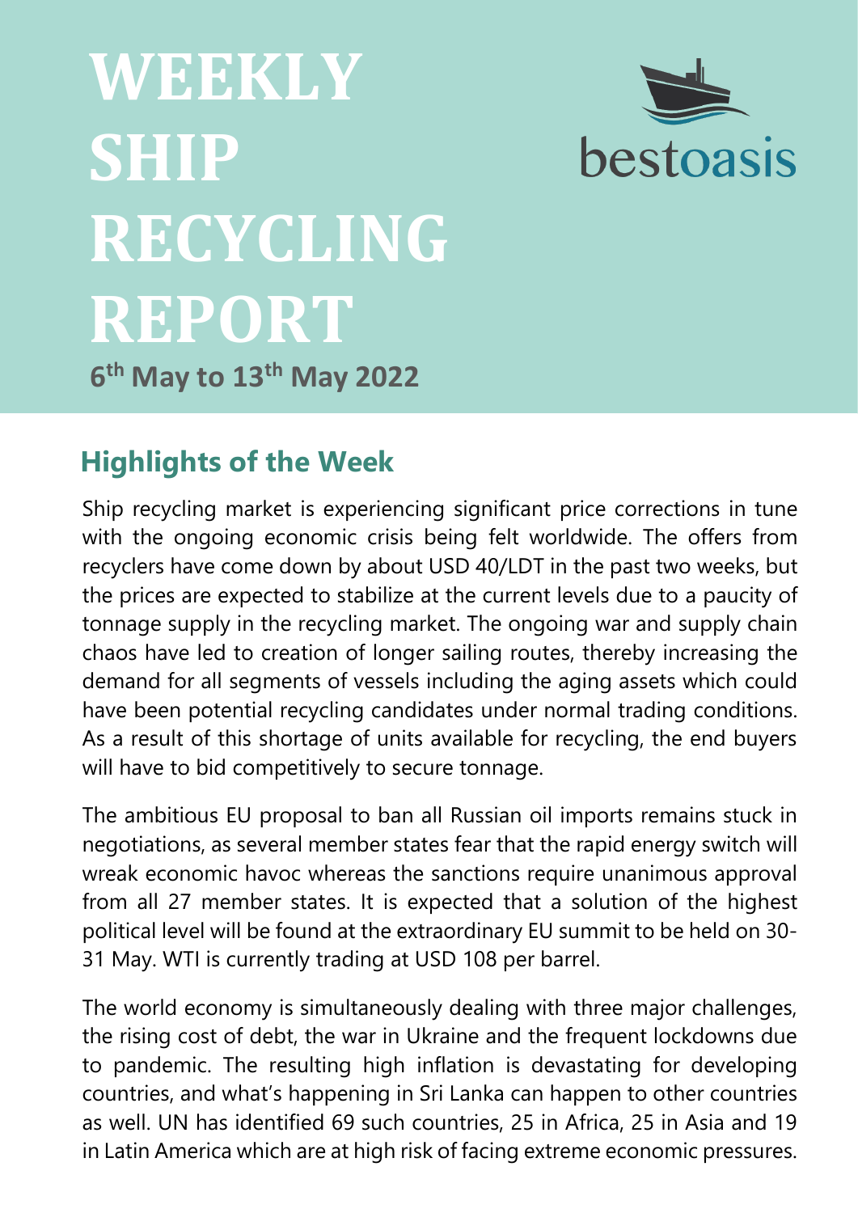# WEEKLY SHIP RECYCLING REPORT

bestoasis

**6th May to 13th May 2022**

## Highlights of the Week

Ship recycling market is experiencing significant price corrections in tune with the ongoing economic crisis being felt worldwide. The offers from recyclers have come down by about USD 40/LDT in the past two weeks, but the prices are expected to stabilize at the current levels due to a paucity of tonnage supply in the recycling market. The ongoing war and supply chain chaos have led to creation of longer sailing routes, thereby increasing the demand for all segments of vessels including the aging assets which could have been potential recycling candidates under normal trading conditions. As a result of this shortage of units available for recycling, the end buyers will have to bid competitively to secure tonnage.

The ambitious EU proposal to ban all Russian oil imports remains stuck in negotiations, as several member states fear that the rapid energy switch will wreak economic havoc whereas the sanctions require unanimous approval from all 27 member states. It is expected that a solution of the highest political level will be found at the extraordinary EU summit to be held on 30-31 May. WTI is currently trading at USD 108 per barrel.

The world economy is simultaneously dealing with three major challenges, the rising cost of debt, the war in Ukraine and the frequent lockdowns due to pandemic. The resulting high inflation is devastating for developing countries, and what's happening in Sri Lanka can happen to other countries as well. UN has identified 69 such countries, 25 in Africa, 25 in Asia and 19 in Latin America which are at high risk of facing extreme economic pressures.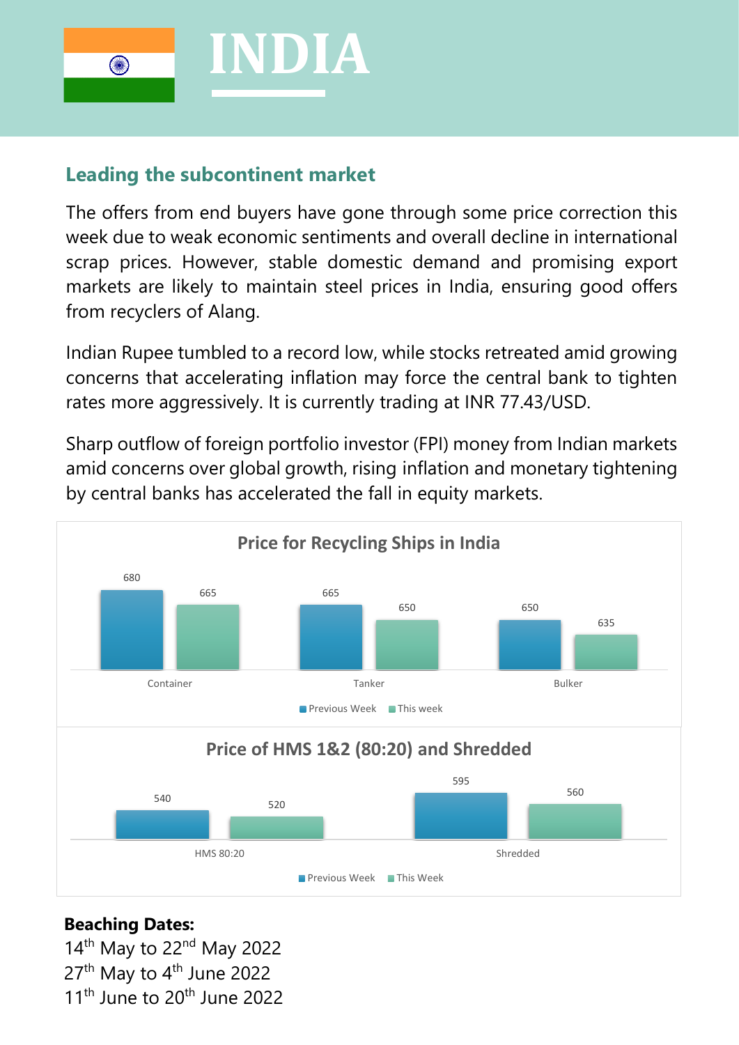# INDIA

## Leading the subcontinent market

The offers from end buyers have gone through some price correction this week due to weak economic sentiments and overall decline in international scrap prices. However, stable domestic demand and promising export markets are likely to maintain steel prices in India, ensuring good offers from recyclers of Alang.

Indian Rupee tumbled to a record low, while stocks retreated amid growing concerns that accelerating inflation may force the central bank to tighten rates more aggressively. It is currently trading at INR 77.43/USD.

Sharp outflow of foreign portfolio investor (FPI) money from Indian markets amid concerns over global growth, rising inflation and monetary tightening by central banks has accelerated the fall in equity markets.

**Price for Recycling Ships in India**

| | Previous Week | This week |
|---|---|---|
| Container | 680 | 665 |
| Tanker | 665 | 650 |
| Bulker | 650 | 635 |

**Price of HMS 1&2 (80:20) and Shredded**

| | Previous Week | This Week |
|---|---|---|
| HMS 80:20 | 540 | 520 |
| Shredded | 595 | 560 |

**Beaching Dates:**

14th May to 22nd May 2022
27th May to 4th June 2022
11th June to 20th June 2022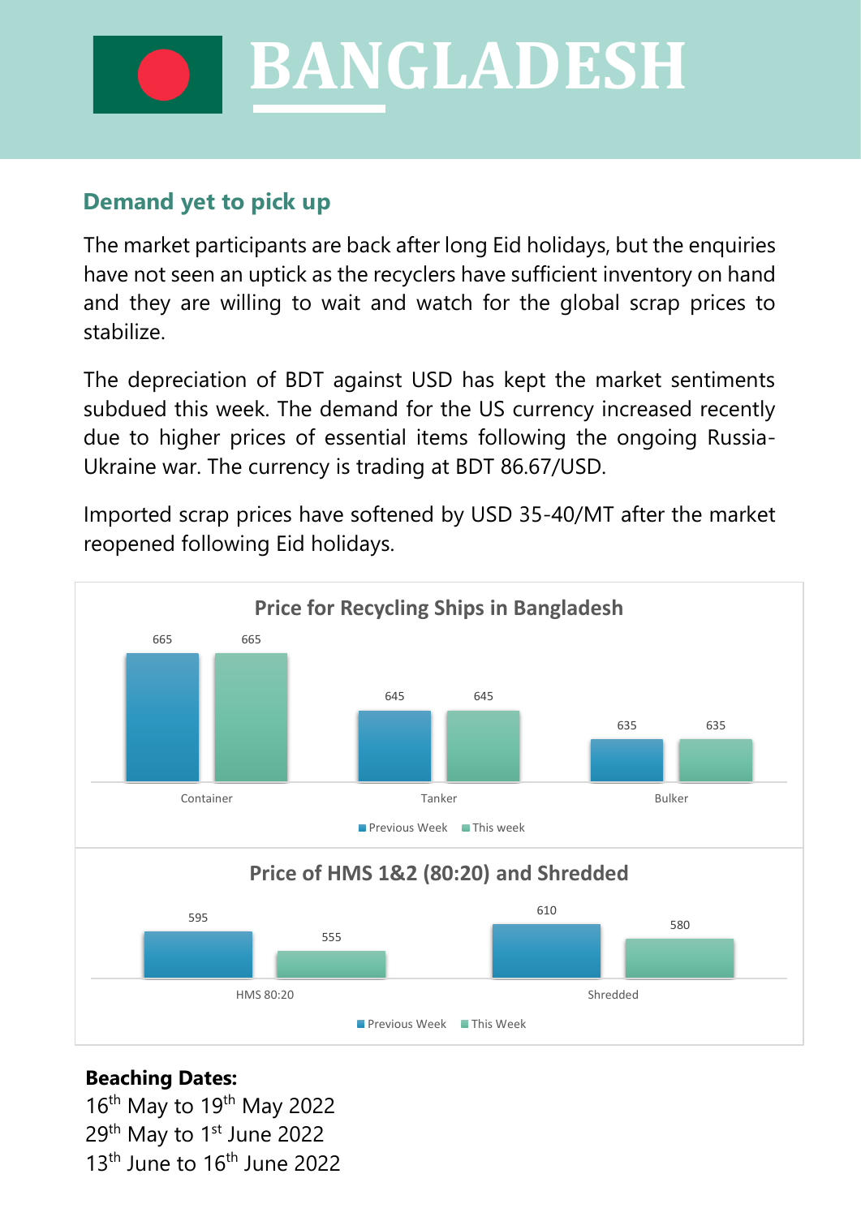# BANGLADESH

## Demand yet to pick up

The market participants are back after long Eid holidays, but the enquiries have not seen an uptick as the recyclers have sufficient inventory on hand and they are willing to wait and watch for the global scrap prices to stabilize.

The depreciation of BDT against USD has kept the market sentiments subdued this week. The demand for the US currency increased recently due to higher prices of essential items following the ongoing Russia-Ukraine war. The currency is trading at BDT 86.67/USD.

Imported scrap prices have softened by USD 35-40/MT after the market reopened following Eid holidays.

**Price for Recycling Ships in Bangladesh**

| | Previous Week | This week |
|---|---|---|
| Container | 665 | 665 |
| Tanker | 645 | 645 |
| Bulker | 635 | 635 |

**Price of HMS 1&2 (80:20) and Shredded**

| | Previous Week | This Week |
|---|---|---|
| HMS 80:20 | 595 | 555 |
| Shredded | 610 | 580 |

**Beaching Dates:**

16th May to 19th May 2022
29th May to 1st June 2022
13th June to 16th June 2022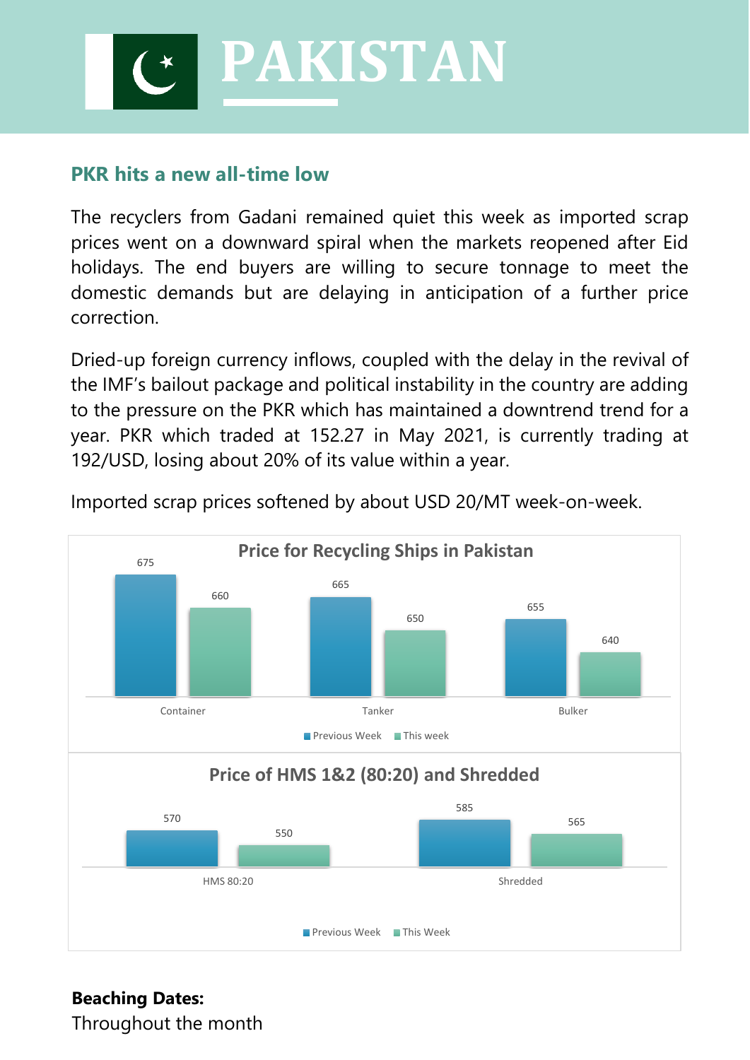# PAKISTAN

## PKR hits a new all-time low

The recyclers from Gadani remained quiet this week as imported scrap prices went on a downward spiral when the markets reopened after Eid holidays. The end buyers are willing to secure tonnage to meet the domestic demands but are delaying in anticipation of a further price correction.

Dried-up foreign currency inflows, coupled with the delay in the revival of the IMF's bailout package and political instability in the country are adding to the pressure on the PKR which has maintained a downtrend trend for a year. PKR which traded at 152.27 in May 2021, is currently trading at 192/USD, losing about 20% of its value within a year.

Imported scrap prices softened by about USD 20/MT week-on-week.

**Price for Recycling Ships in Pakistan**

| | Previous Week | This week |
|---|---|---|
| Container | 675 | 660 |
| Tanker | 665 | 650 |
| Bulker | 655 | 640 |

**Price of HMS 1&2 (80:20) and Shredded**

| | Previous Week | This Week |
|---|---|---|
| HMS 80:20 | 570 | 550 |
| Shredded | 585 | 565 |

**Beaching Dates:**
Throughout the month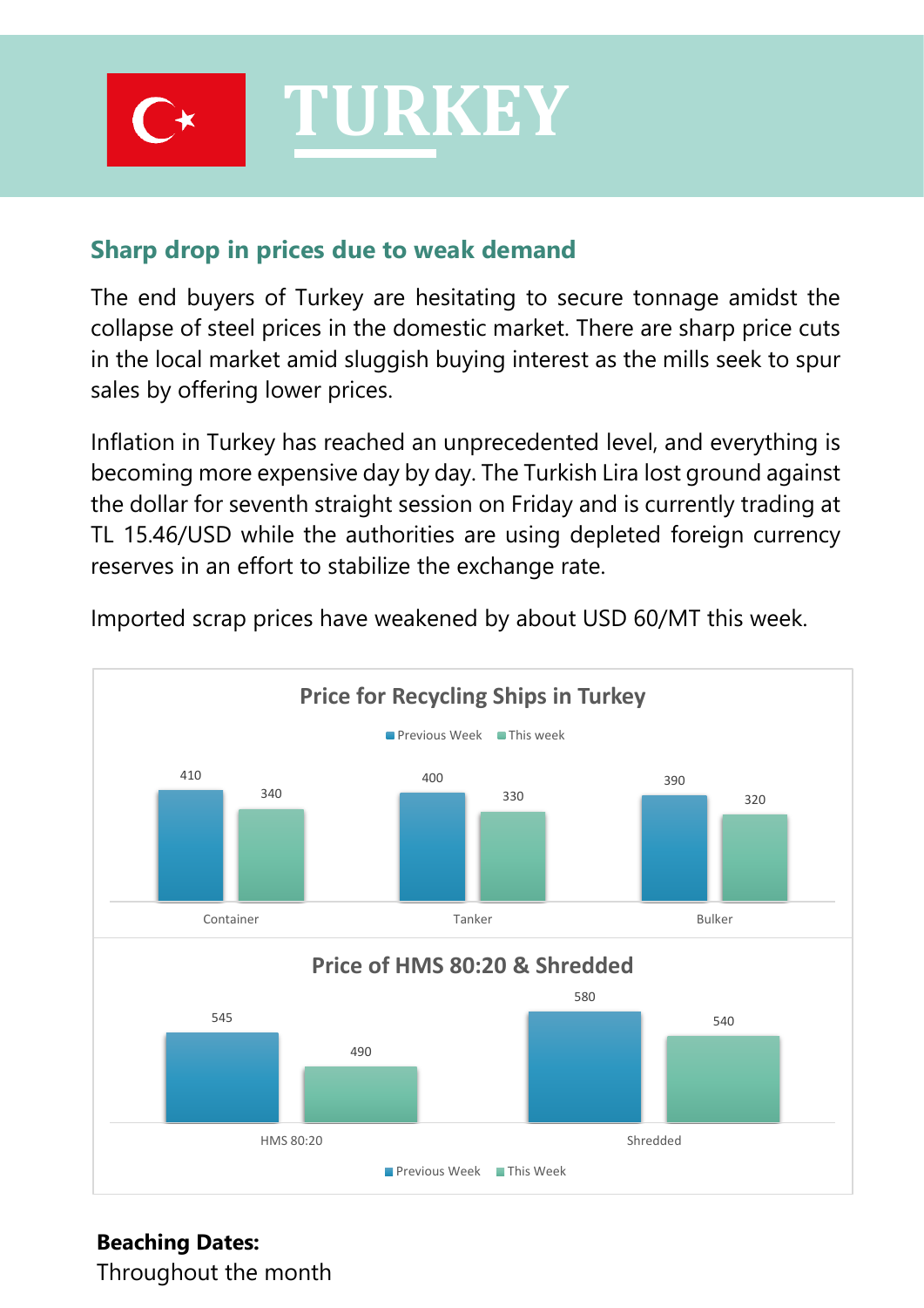# TURKEY

## Sharp drop in prices due to weak demand

The end buyers of Turkey are hesitating to secure tonnage amidst the collapse of steel prices in the domestic market. There are sharp price cuts in the local market amid sluggish buying interest as the mills seek to spur sales by offering lower prices.

Inflation in Turkey has reached an unprecedented level, and everything is becoming more expensive day by day. The Turkish Lira lost ground against the dollar for seventh straight session on Friday and is currently trading at TL 15.46/USD while the authorities are using depleted foreign currency reserves in an effort to stabilize the exchange rate.

Imported scrap prices have weakened by about USD 60/MT this week.

**Price for Recycling Ships in Turkey**

| | Previous Week | This week |
|---|---|---|
| Container | 410 | 340 |
| Tanker | 400 | 330 |
| Bulker | 390 | 320 |

**Price of HMS 80:20 & Shredded**

| | Previous Week | This Week |
|---|---|---|
| HMS 80:20 | 545 | 490 |
| Shredded | 580 | 540 |

**Beaching Dates:**
Throughout the month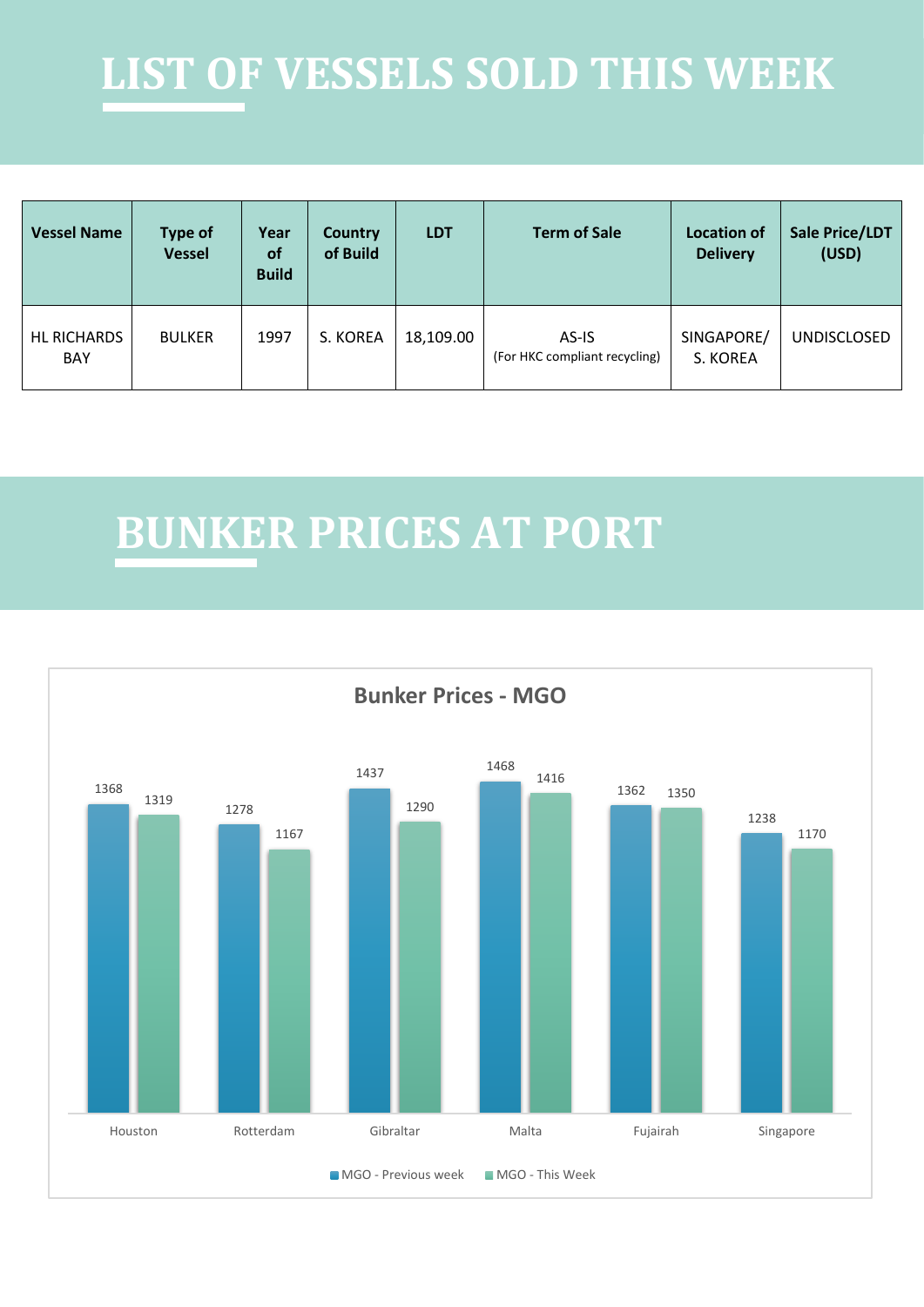# LIST OF VESSELS SOLD THIS WEEK

| Vessel Name | Type of Vessel | Year of Build | Country of Build | LDT | Term of Sale | Location of Delivery | Sale Price/LDT (USD) |
|---|---|---|---|---|---|---|---|
| HL RICHARDS BAY | BULKER | 1997 | S. KOREA | 18,109.00 | AS-IS (For HKC compliant recycling) | SINGAPORE/ S. KOREA | UNDISCLOSED |

# BUNKER PRICES AT PORT

**Bunker Prices - MGO**

| Port | MGO - Previous week | MGO - This Week |
|---|---|---|
| Houston | 1368 | 1319 |
| Rotterdam | 1278 | 1167 |
| Gibraltar | 1437 | 1290 |
| Malta | 1468 | 1416 |
| Fujairah | 1362 | 1350 |
| Singapore | 1238 | 1170 |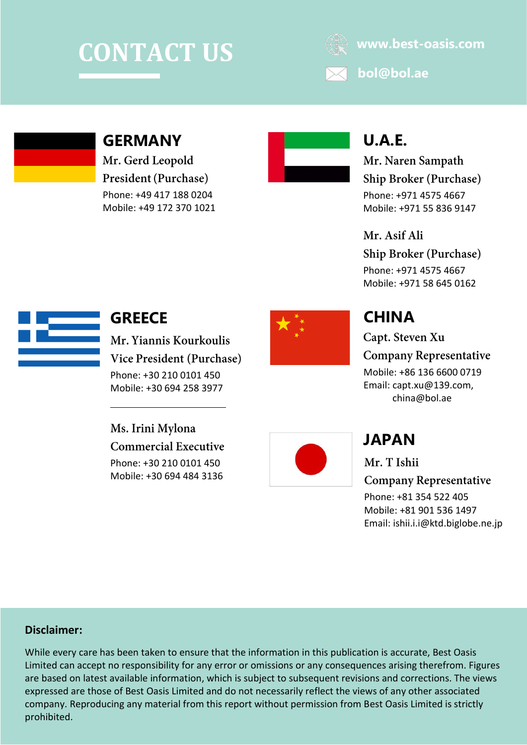# CONTACT US

www.best-oasis.com

bol@bol.ae

## GERMANY

Mr. Gerd Leopold

President (Purchase)

Phone: +49 417 188 0204

Mobile: +49 172 370 1021

## U.A.E.

Mr. Naren Sampath

Ship Broker (Purchase)

Phone: +971 4575 4667

Mobile: +971 55 836 9147

Mr. Asif Ali

Ship Broker (Purchase)

Phone: +971 4575 4667

Mobile: +971 58 645 0162

## GREECE

Mr. Yiannis Kourkoulis

Vice President (Purchase)

Phone: +30 210 0101 450

Mobile: +30 694 258 3977

Ms. Irini Mylona

Commercial Executive

Phone: +30 210 0101 450

Mobile: +30 694 484 3136

## CHINA

Capt. Steven Xu

Company Representative

Mobile: +86 136 6600 0719

Email: capt.xu@139.com, china@bol.ae

## JAPAN

Mr. T Ishii

Company Representative

Phone: +81 354 522 405

Mobile: +81 901 536 1497

Email: ishii.i.i@ktd.biglobe.ne.jp

**Disclaimer:**

While every care has been taken to ensure that the information in this publication is accurate, Best Oasis Limited can accept no responsibility for any error or omissions or any consequences arising therefrom. Figures are based on latest available information, which is subject to subsequent revisions and corrections. The views expressed are those of Best Oasis Limited and do not necessarily reflect the views of any other associated company. Reproducing any material from this report without permission from Best Oasis Limited is strictly prohibited.